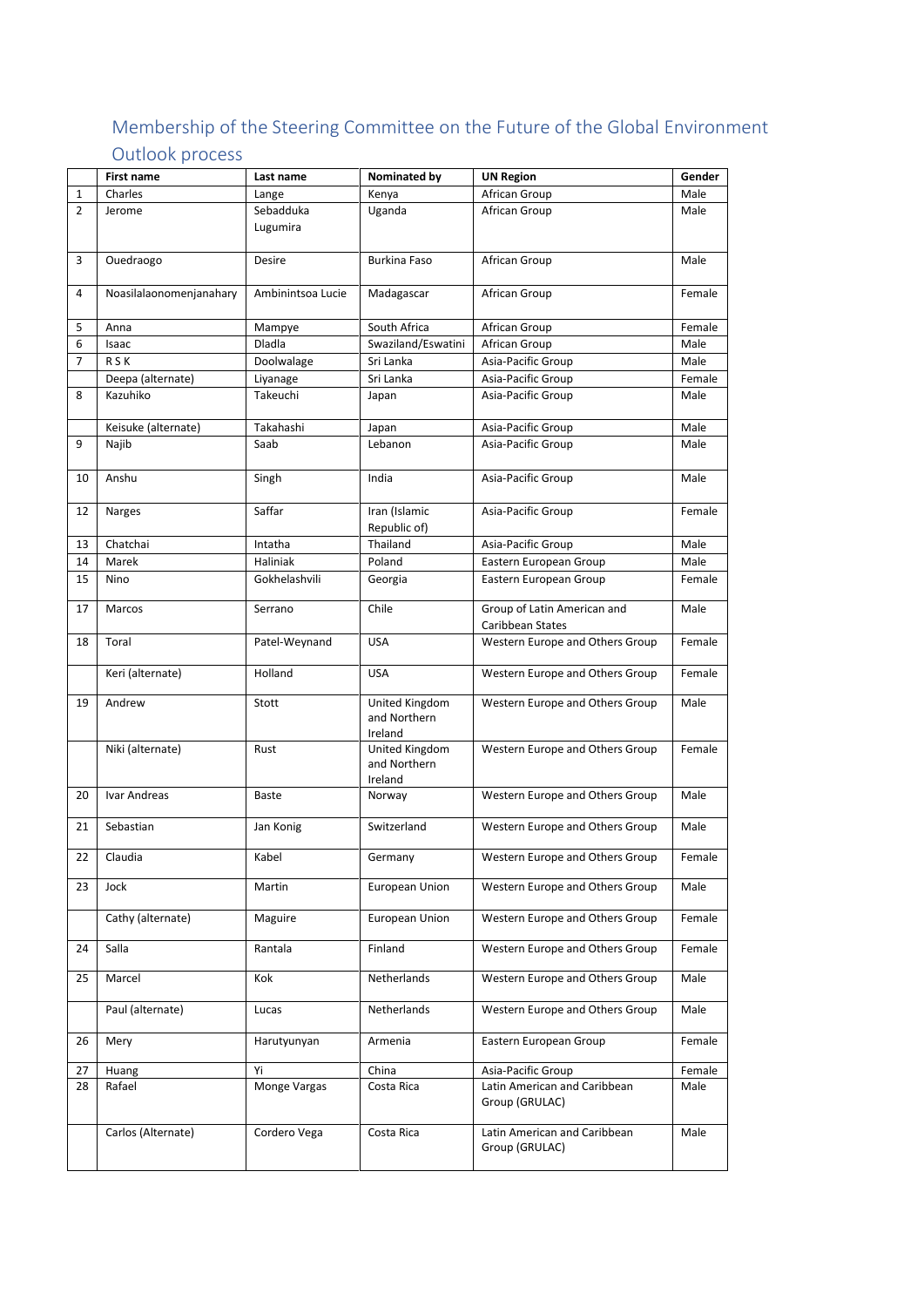# Membership of the Steering Committee on the Future of the Global Environment Outlook process

| | First name | Last name | Nominated by | UN Region | Gender |
|---|---|---|---|---|---|
| 1 | Charles | Lange | Kenya | African Group | Male |
| 2 | Jerome | Sebadduka Lugumira | Uganda | African Group | Male |
| 3 | Ouedraogo | Desire | Burkina Faso | African Group | Male |
| 4 | Noasilalaonomenjanahary | Ambinintsoa Lucie | Madagascar | African Group | Female |
| 5 | Anna | Mampye | South Africa | African Group | Female |
| 6 | Isaac | Dladla | Swaziland/Eswatini | African Group | Male |
| 7 | R S K | Doolwalage | Sri Lanka | Asia-Pacific Group | Male |
| | Deepa (alternate) | Liyanage | Sri Lanka | Asia-Pacific Group | Female |
| 8 | Kazuhiko | Takeuchi | Japan | Asia-Pacific Group | Male |
| | Keisuke (alternate) | Takahashi | Japan | Asia-Pacific Group | Male |
| 9 | Najib | Saab | Lebanon | Asia-Pacific Group | Male |
| 10 | Anshu | Singh | India | Asia-Pacific Group | Male |
| 12 | Narges | Saffar | Iran (Islamic Republic of) | Asia-Pacific Group | Female |
| 13 | Chatchai | Intatha | Thailand | Asia-Pacific Group | Male |
| 14 | Marek | Haliniak | Poland | Eastern European Group | Male |
| 15 | Nino | Gokhelashvili | Georgia | Eastern European Group | Female |
| 17 | Marcos | Serrano | Chile | Group of Latin American and Caribbean States | Male |
| 18 | Toral | Patel-Weynand | USA | Western Europe and Others Group | Female |
| | Keri (alternate) | Holland | USA | Western Europe and Others Group | Female |
| 19 | Andrew | Stott | United Kingdom and Northern Ireland | Western Europe and Others Group | Male |
| | Niki (alternate) | Rust | United Kingdom and Northern Ireland | Western Europe and Others Group | Female |
| 20 | Ivar Andreas | Baste | Norway | Western Europe and Others Group | Male |
| 21 | Sebastian | Jan Konig | Switzerland | Western Europe and Others Group | Male |
| 22 | Claudia | Kabel | Germany | Western Europe and Others Group | Female |
| 23 | Jock | Martin | European Union | Western Europe and Others Group | Male |
| | Cathy (alternate) | Maguire | European Union | Western Europe and Others Group | Female |
| 24 | Salla | Rantala | Finland | Western Europe and Others Group | Female |
| 25 | Marcel | Kok | Netherlands | Western Europe and Others Group | Male |
| | Paul (alternate) | Lucas | Netherlands | Western Europe and Others Group | Male |
| 26 | Mery | Harutyunyan | Armenia | Eastern European Group | Female |
| 27 | Huang | Yi | China | Asia-Pacific Group | Female |
| 28 | Rafael | Monge Vargas | Costa Rica | Latin American and Caribbean Group (GRULAC) | Male |
| | Carlos (Alternate) | Cordero Vega | Costa Rica | Latin American and Caribbean Group (GRULAC) | Male |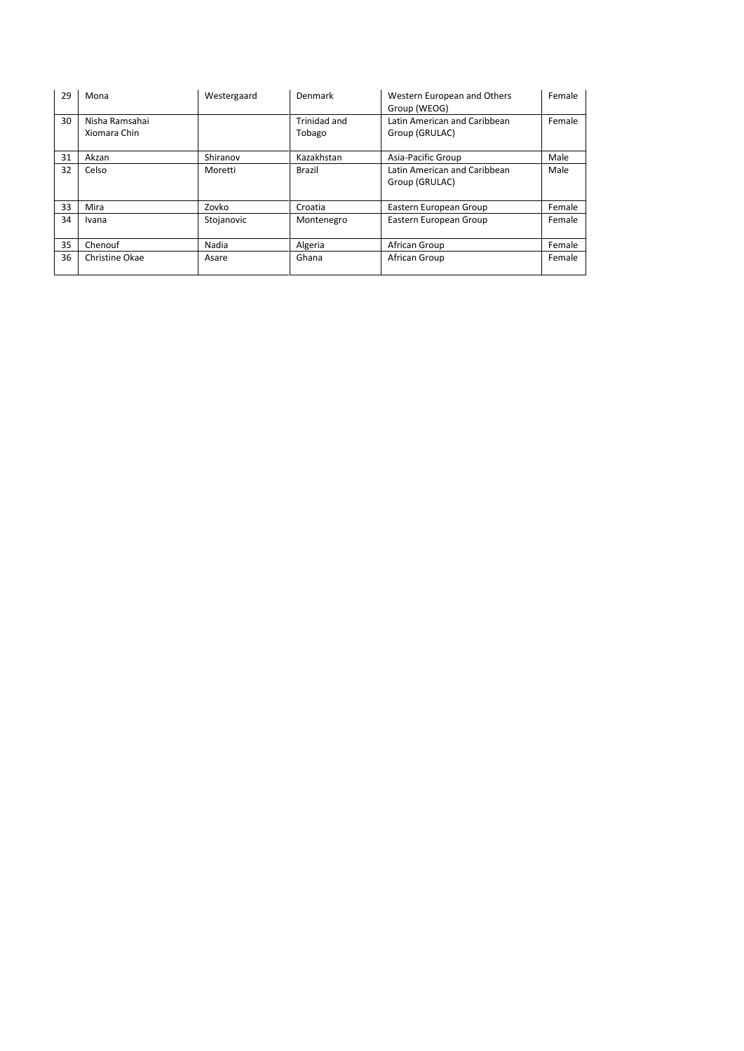| | | | | | |
|---|---|---|---|---|---|
| 29 | Mona | Westergaard | Denmark | Western European and Others Group (WEOG) | Female |
| 30 | Nisha Ramsahai Xiomara Chin | | Trinidad and Tobago | Latin American and Caribbean Group (GRULAC) | Female |
| 31 | Akzan | Shiranov | Kazakhstan | Asia-Pacific Group | Male |
| 32 | Celso | Moretti | Brazil | Latin American and Caribbean Group (GRULAC) | Male |
| 33 | Mira | Zovko | Croatia | Eastern European Group | Female |
| 34 | Ivana | Stojanovic | Montenegro | Eastern European Group | Female |
| 35 | Chenouf | Nadia | Algeria | African Group | Female |
| 36 | Christine Okae | Asare | Ghana | African Group | Female |